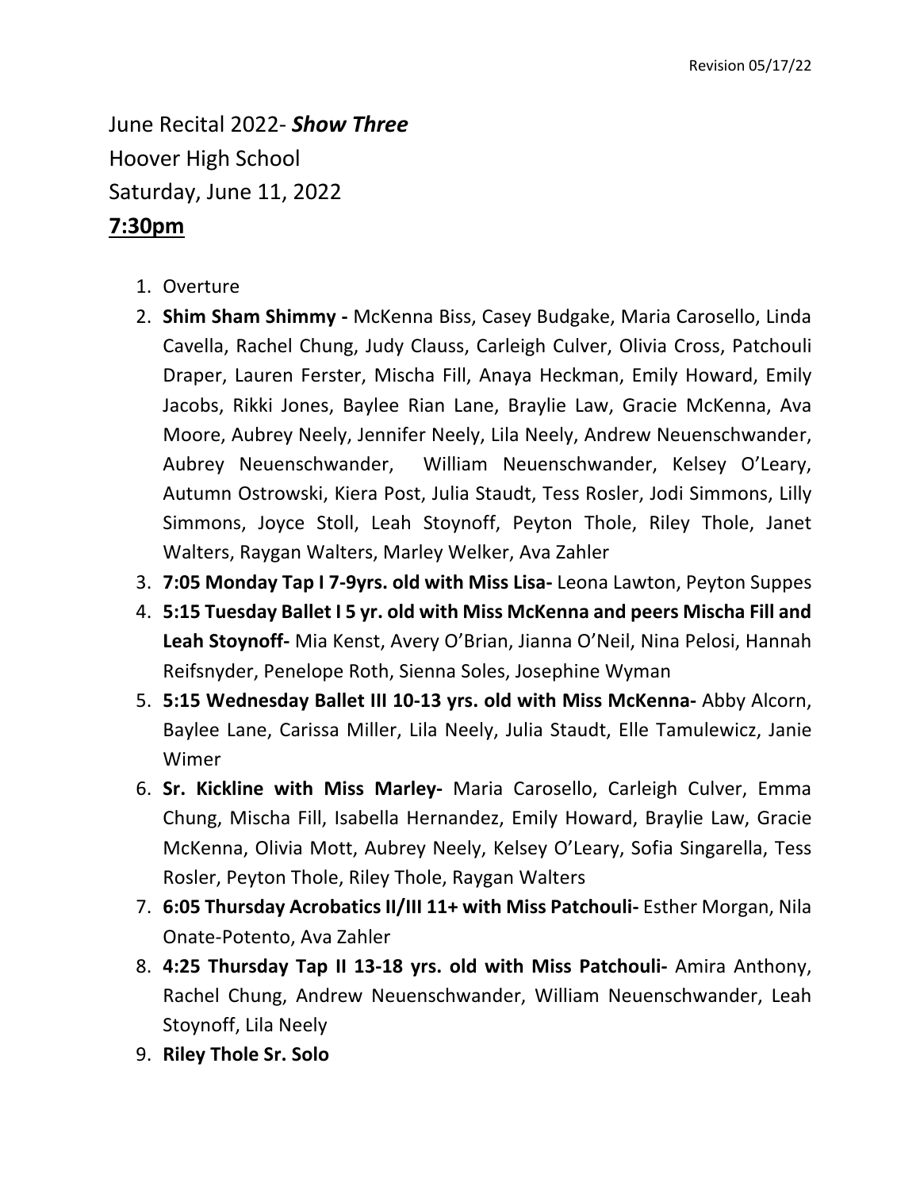Revision 05/17/22

June Recital 2022- ***Show Three***
Hoover High School
Saturday, June 11, 2022
**<u>7:30pm</u>**

1. Overture
2. **Shim Sham Shimmy -** McKenna Biss, Casey Budgake, Maria Carosello, Linda Cavella, Rachel Chung, Judy Clauss, Carleigh Culver, Olivia Cross, Patchouli Draper, Lauren Ferster, Mischa Fill, Anaya Heckman, Emily Howard, Emily Jacobs, Rikki Jones, Baylee Rian Lane, Braylie Law, Gracie McKenna, Ava Moore, Aubrey Neely, Jennifer Neely, Lila Neely, Andrew Neuenschwander, Aubrey Neuenschwander, William Neuenschwander, Kelsey O'Leary, Autumn Ostrowski, Kiera Post, Julia Staudt, Tess Rosler, Jodi Simmons, Lilly Simmons, Joyce Stoll, Leah Stoynoff, Peyton Thole, Riley Thole, Janet Walters, Raygan Walters, Marley Welker, Ava Zahler
3. **7:05 Monday Tap I 7-9yrs. old with Miss Lisa-** Leona Lawton, Peyton Suppes
4. **5:15 Tuesday Ballet I 5 yr. old with Miss McKenna and peers Mischa Fill and Leah Stoynoff-** Mia Kenst, Avery O'Brian, Jianna O'Neil, Nina Pelosi, Hannah Reifsnyder, Penelope Roth, Sienna Soles, Josephine Wyman
5. **5:15 Wednesday Ballet III 10-13 yrs. old with Miss McKenna-** Abby Alcorn, Baylee Lane, Carissa Miller, Lila Neely, Julia Staudt, Elle Tamulewicz, Janie Wimer
6. **Sr. Kickline with Miss Marley-** Maria Carosello, Carleigh Culver, Emma Chung, Mischa Fill, Isabella Hernandez, Emily Howard, Braylie Law, Gracie McKenna, Olivia Mott, Aubrey Neely, Kelsey O'Leary, Sofia Singarella, Tess Rosler, Peyton Thole, Riley Thole, Raygan Walters
7. **6:05 Thursday Acrobatics II/III 11+ with Miss Patchouli-** Esther Morgan, Nila Onate-Potento, Ava Zahler
8. **4:25 Thursday Tap II 13-18 yrs. old with Miss Patchouli-** Amira Anthony, Rachel Chung, Andrew Neuenschwander, William Neuenschwander, Leah Stoynoff, Lila Neely
9. **Riley Thole Sr. Solo**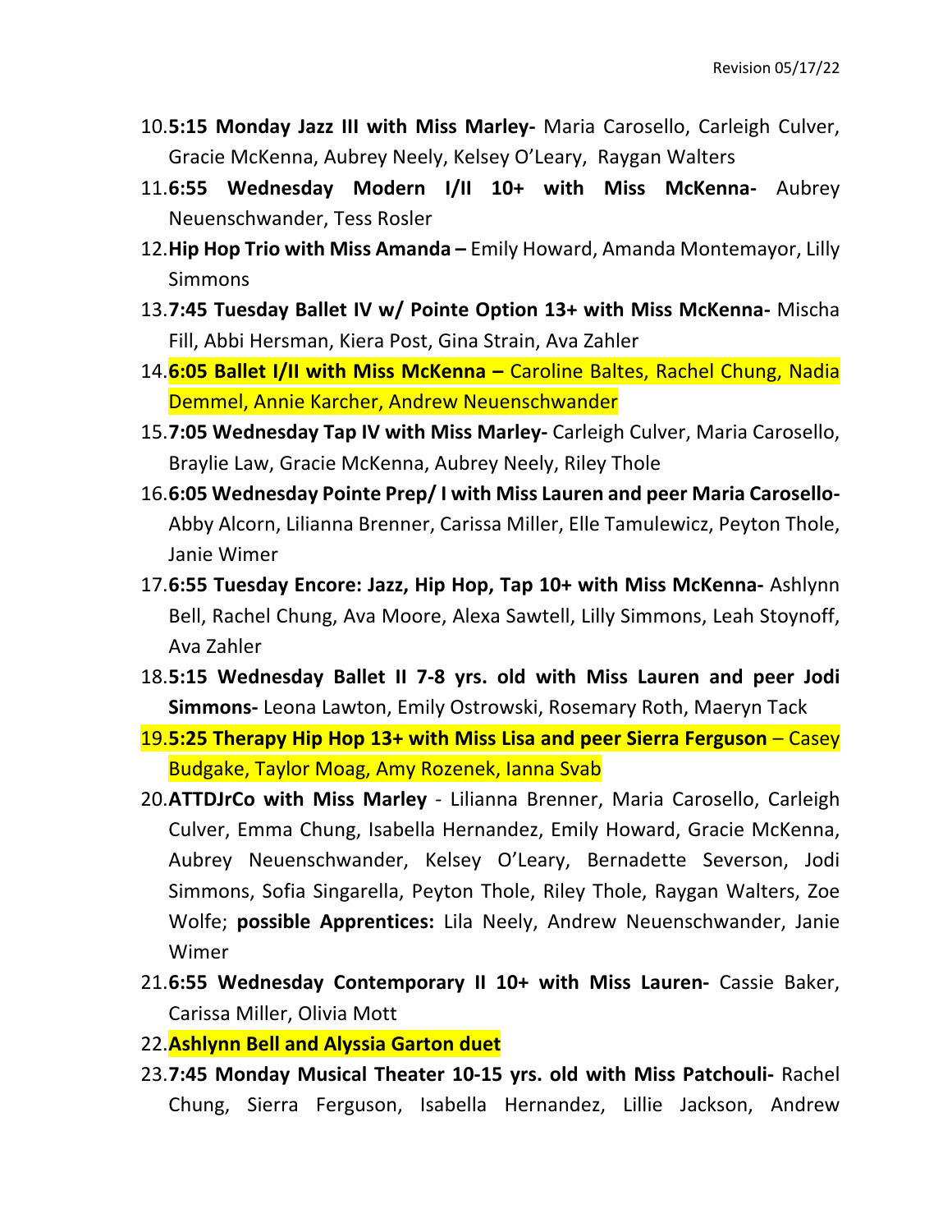10. **5:15 Monday Jazz III with Miss Marley-** Maria Carosello, Carleigh Culver, Gracie McKenna, Aubrey Neely, Kelsey O'Leary, Raygan Walters
11. **6:55 Wednesday Modern I/II 10+ with Miss McKenna-** Aubrey Neuenschwander, Tess Rosler
12. **Hip Hop Trio with Miss Amanda –** Emily Howard, Amanda Montemayor, Lilly Simmons
13. **7:45 Tuesday Ballet IV w/ Pointe Option 13+ with Miss McKenna-** Mischa Fill, Abbi Hersman, Kiera Post, Gina Strain, Ava Zahler
14. **6:05 Ballet I/II with Miss McKenna –** Caroline Baltes, Rachel Chung, Nadia Demmel, Annie Karcher, Andrew Neuenschwander
15. **7:05 Wednesday Tap IV with Miss Marley-** Carleigh Culver, Maria Carosello, Braylie Law, Gracie McKenna, Aubrey Neely, Riley Thole
16. **6:05 Wednesday Pointe Prep/ I with Miss Lauren and peer Maria Carosello-** Abby Alcorn, Lilianna Brenner, Carissa Miller, Elle Tamulewicz, Peyton Thole, Janie Wimer
17. **6:55 Tuesday Encore: Jazz, Hip Hop, Tap 10+ with Miss McKenna-** Ashlynn Bell, Rachel Chung, Ava Moore, Alexa Sawtell, Lilly Simmons, Leah Stoynoff, Ava Zahler
18. **5:15 Wednesday Ballet II 7-8 yrs. old with Miss Lauren and peer Jodi Simmons-** Leona Lawton, Emily Ostrowski, Rosemary Roth, Maeryn Tack
19. **5:25 Therapy Hip Hop 13+ with Miss Lisa and peer Sierra Ferguson** – Casey Budgake, Taylor Moag, Amy Rozenek, Ianna Svab
20. **ATTDJrCo with Miss Marley** - Lilianna Brenner, Maria Carosello, Carleigh Culver, Emma Chung, Isabella Hernandez, Emily Howard, Gracie McKenna, Aubrey Neuenschwander, Kelsey O'Leary, Bernadette Severson, Jodi Simmons, Sofia Singarella, Peyton Thole, Riley Thole, Raygan Walters, Zoe Wolfe; **possible Apprentices:** Lila Neely, Andrew Neuenschwander, Janie Wimer
21. **6:55 Wednesday Contemporary II 10+ with Miss Lauren-** Cassie Baker, Carissa Miller, Olivia Mott
22. **Ashlynn Bell and Alyssia Garton duet**
23. **7:45 Monday Musical Theater 10-15 yrs. old with Miss Patchouli-** Rachel Chung, Sierra Ferguson, Isabella Hernandez, Lillie Jackson, Andrew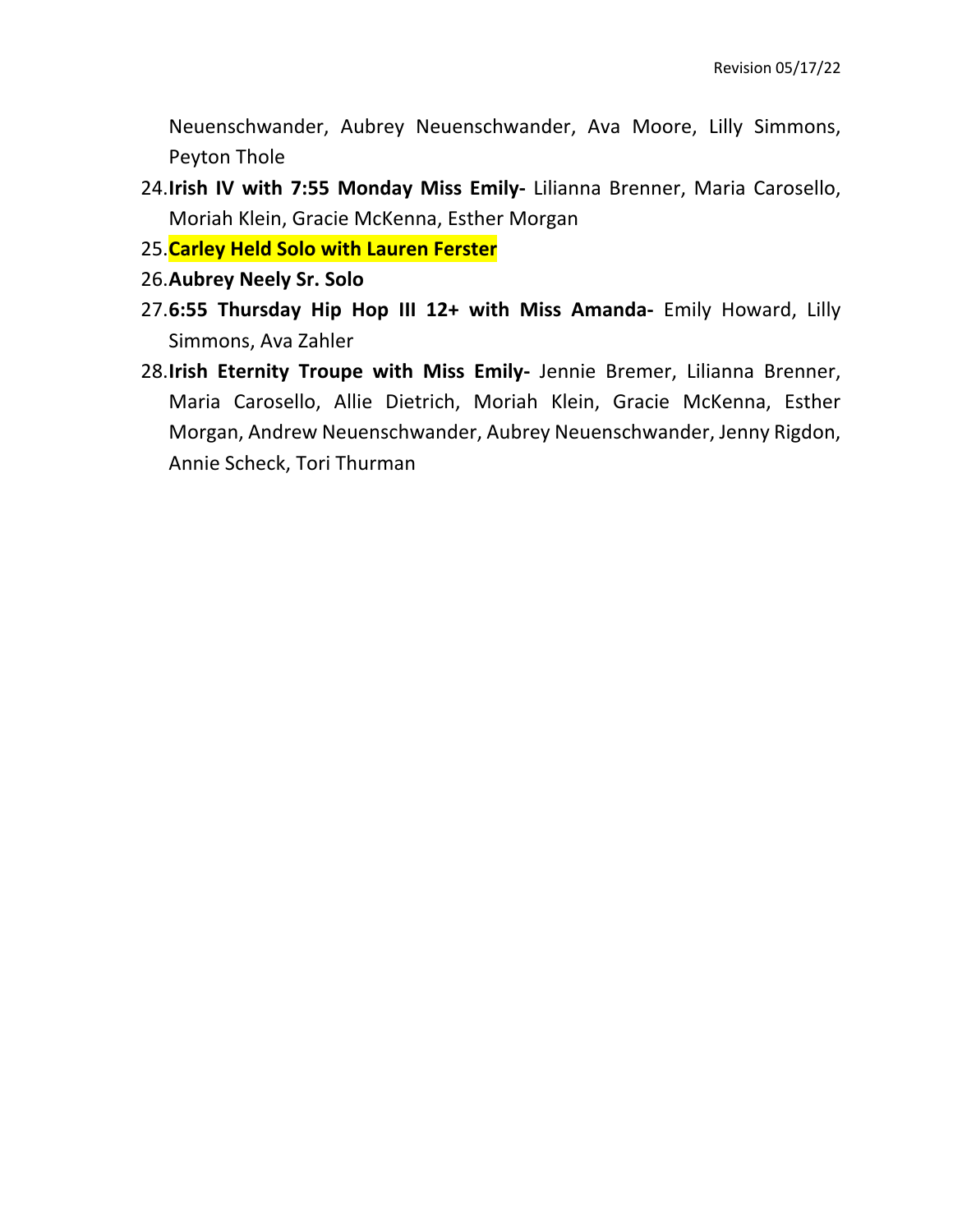Neuenschwander, Aubrey Neuenschwander, Ava Moore, Lilly Simmons, Peyton Thole

24. **Irish IV with 7:55 Monday Miss Emily-** Lilianna Brenner, Maria Carosello, Moriah Klein, Gracie McKenna, Esther Morgan
25. **Carley Held Solo with Lauren Ferster**
26. **Aubrey Neely Sr. Solo**
27. **6:55 Thursday Hip Hop III 12+ with Miss Amanda-** Emily Howard, Lilly Simmons, Ava Zahler
28. **Irish Eternity Troupe with Miss Emily-** Jennie Bremer, Lilianna Brenner, Maria Carosello, Allie Dietrich, Moriah Klein, Gracie McKenna, Esther Morgan, Andrew Neuenschwander, Aubrey Neuenschwander, Jenny Rigdon, Annie Scheck, Tori Thurman